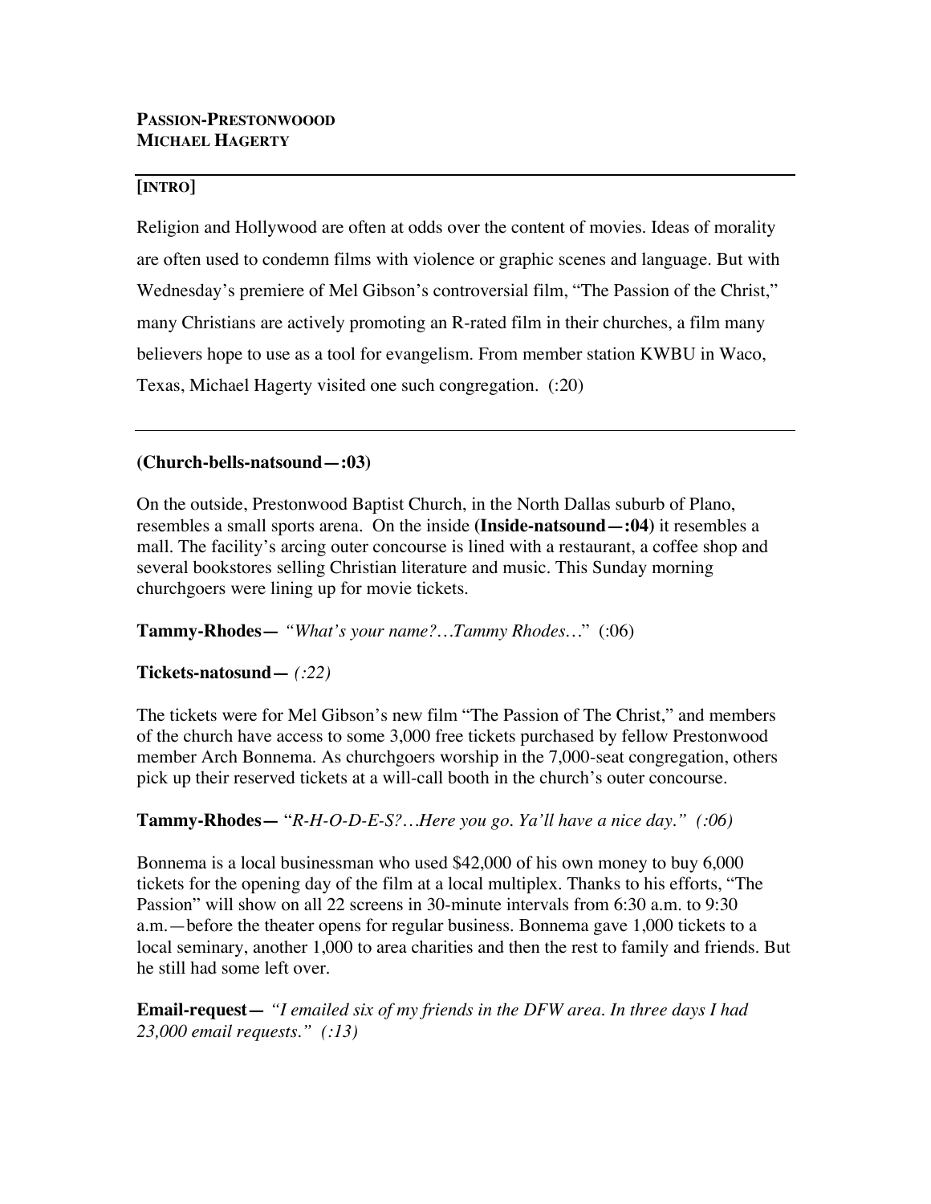**PASSION-PRESTONWOOOD**
**MICHAEL HAGERTY**

---

**[INTRO]**

Religion and Hollywood are often at odds over the content of movies. Ideas of morality are often used to condemn films with violence or graphic scenes and language. But with Wednesday's premiere of Mel Gibson's controversial film, "The Passion of the Christ," many Christians are actively promoting an R-rated film in their churches, a film many believers hope to use as a tool for evangelism. From member station KWBU in Waco, Texas, Michael Hagerty visited one such congregation. (:20)

---

**(Church-bells-natsound—:03)**

On the outside, Prestonwood Baptist Church, in the North Dallas suburb of Plano, resembles a small sports arena. On the inside **(Inside-natsound—:04)** it resembles a mall. The facility's arcing outer concourse is lined with a restaurant, a coffee shop and several bookstores selling Christian literature and music. This Sunday morning churchgoers were lining up for movie tickets.

**Tammy-Rhodes—** *"What's your name?…Tammy Rhodes…"* (:06)

**Tickets-natosund—** *(:22)*

The tickets were for Mel Gibson's new film "The Passion of The Christ," and members of the church have access to some 3,000 free tickets purchased by fellow Prestonwood member Arch Bonnema. As churchgoers worship in the 7,000-seat congregation, others pick up their reserved tickets at a will-call booth in the church's outer concourse.

**Tammy-Rhodes—** "*R-H-O-D-E-S?…Here you go. Ya'll have a nice day." (:06)*

Bonnema is a local businessman who used $42,000 of his own money to buy 6,000 tickets for the opening day of the film at a local multiplex. Thanks to his efforts, "The Passion" will show on all 22 screens in 30-minute intervals from 6:30 a.m. to 9:30 a.m.—before the theater opens for regular business. Bonnema gave 1,000 tickets to a local seminary, another 1,000 to area charities and then the rest to family and friends. But he still had some left over.

**Email-request—** *"I emailed six of my friends in the DFW area. In three days I had 23,000 email requests." (:13)*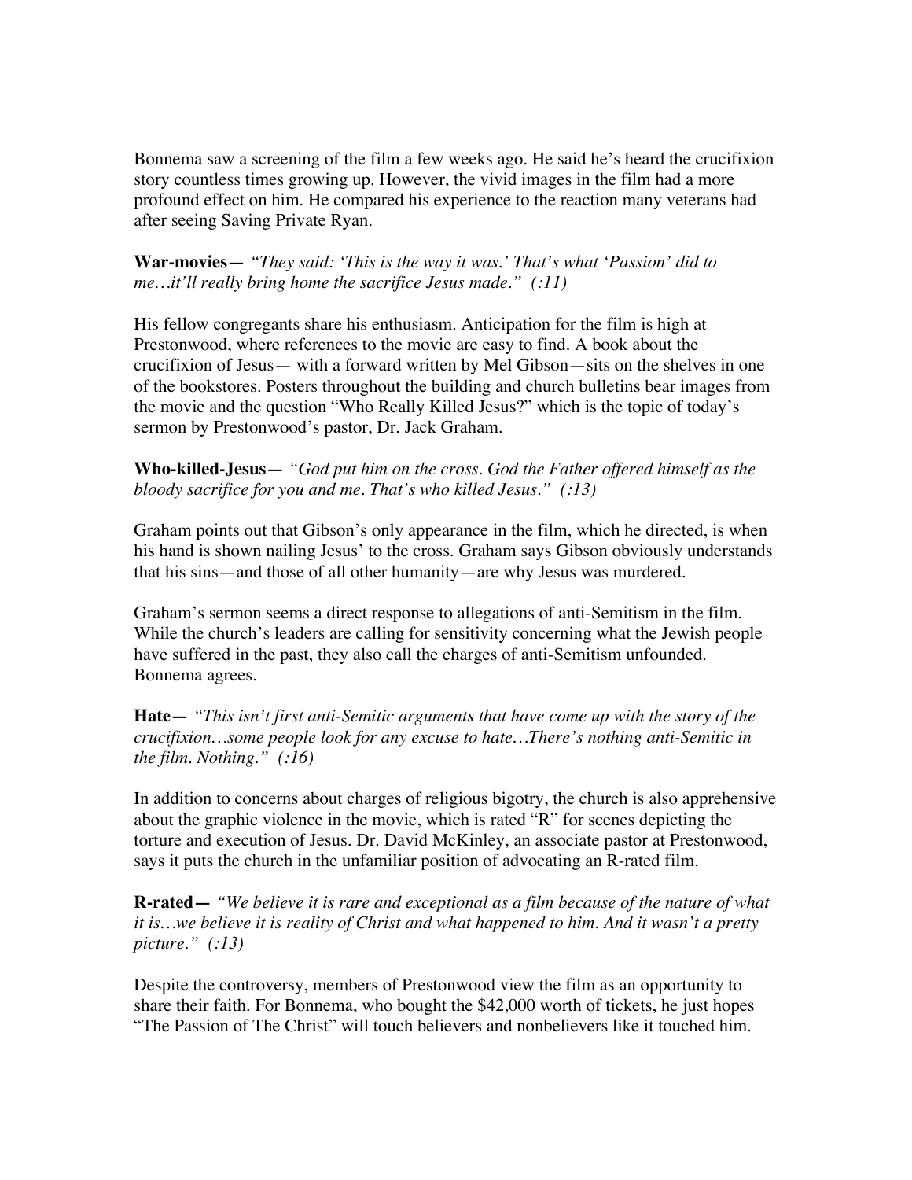Bonnema saw a screening of the film a few weeks ago. He said he's heard the crucifixion story countless times growing up. However, the vivid images in the film had a more profound effect on him. He compared his experience to the reaction many veterans had after seeing Saving Private Ryan.

**War-movies—** *"They said: 'This is the way it was.' That's what 'Passion' did to me…it'll really bring home the sacrifice Jesus made." (:11)*

His fellow congregants share his enthusiasm. Anticipation for the film is high at Prestonwood, where references to the movie are easy to find. A book about the crucifixion of Jesus— with a forward written by Mel Gibson—sits on the shelves in one of the bookstores. Posters throughout the building and church bulletins bear images from the movie and the question "Who Really Killed Jesus?" which is the topic of today's sermon by Prestonwood's pastor, Dr. Jack Graham.

**Who-killed-Jesus—** *"God put him on the cross. God the Father offered himself as the bloody sacrifice for you and me. That's who killed Jesus." (:13)*

Graham points out that Gibson's only appearance in the film, which he directed, is when his hand is shown nailing Jesus' to the cross. Graham says Gibson obviously understands that his sins—and those of all other humanity—are why Jesus was murdered.

Graham's sermon seems a direct response to allegations of anti-Semitism in the film. While the church's leaders are calling for sensitivity concerning what the Jewish people have suffered in the past, they also call the charges of anti-Semitism unfounded. Bonnema agrees.

**Hate—** *"This isn't first anti-Semitic arguments that have come up with the story of the crucifixion…some people look for any excuse to hate…There's nothing anti-Semitic in the film. Nothing." (:16)*

In addition to concerns about charges of religious bigotry, the church is also apprehensive about the graphic violence in the movie, which is rated "R" for scenes depicting the torture and execution of Jesus. Dr. David McKinley, an associate pastor at Prestonwood, says it puts the church in the unfamiliar position of advocating an R-rated film.

**R-rated—** *"We believe it is rare and exceptional as a film because of the nature of what it is…we believe it is reality of Christ and what happened to him. And it wasn't a pretty picture." (:13)*

Despite the controversy, members of Prestonwood view the film as an opportunity to share their faith. For Bonnema, who bought the $42,000 worth of tickets, he just hopes "The Passion of The Christ" will touch believers and nonbelievers like it touched him.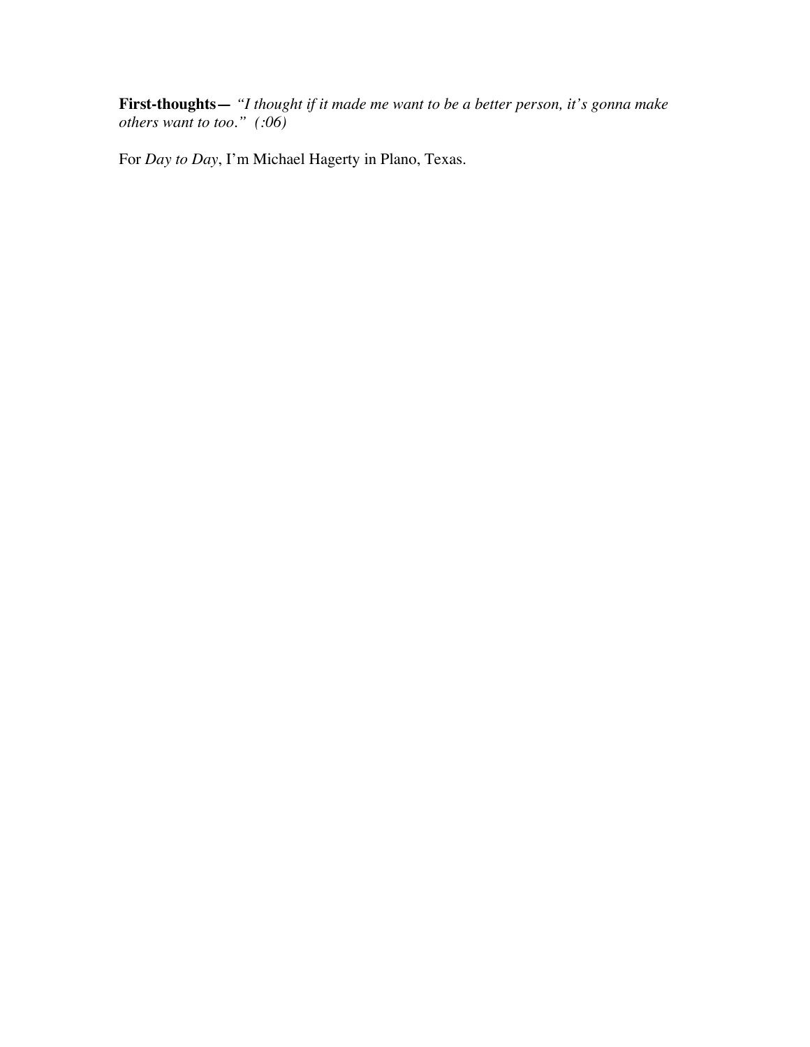**First-thoughts—** *"I thought if it made me want to be a better person, it's gonna make others want to too." (:06)*

For *Day to Day*, I'm Michael Hagerty in Plano, Texas.